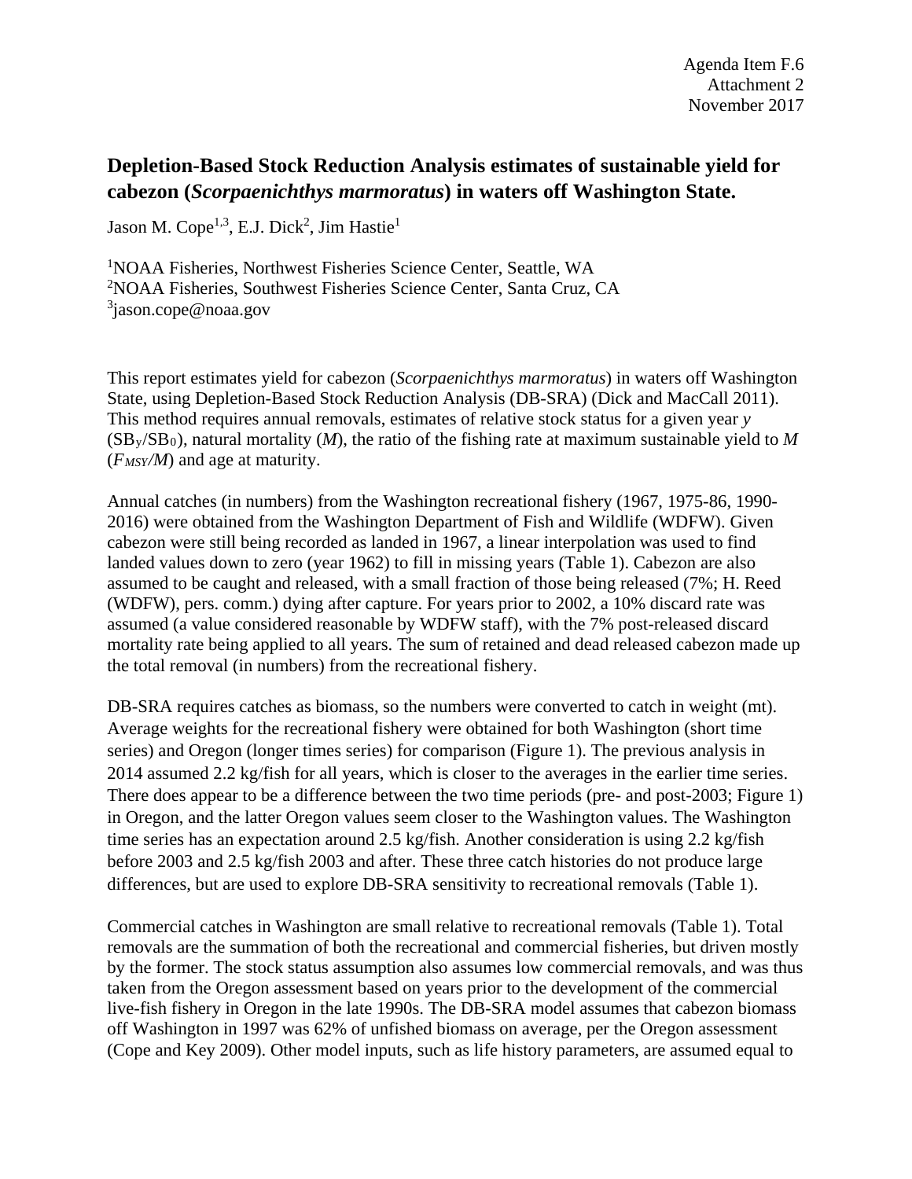Agenda Item F.6
Attachment 2
November 2017

# Depletion-Based Stock Reduction Analysis estimates of sustainable yield for cabezon (*Scorpaenichthys marmoratus*) in waters off Washington State.

Jason M. Cope[1,3], E.J. Dick[2], Jim Hastie[1]

[1]NOAA Fisheries, Northwest Fisheries Science Center, Seattle, WA
[2]NOAA Fisheries, Southwest Fisheries Science Center, Santa Cruz, CA
[3]jason.cope@noaa.gov

This report estimates yield for cabezon (*Scorpaenichthys marmoratus*) in waters off Washington State, using Depletion-Based Stock Reduction Analysis (DB-SRA) (Dick and MacCall 2011). This method requires annual removals, estimates of relative stock status for a given year *y* ($SB_y/SB_0$), natural mortality ($M$), the ratio of the fishing rate at maximum sustainable yield to $M$ ($F_{MSY}/M$) and age at maturity.

Annual catches (in numbers) from the Washington recreational fishery (1967, 1975-86, 1990-2016) were obtained from the Washington Department of Fish and Wildlife (WDFW). Given cabezon were still being recorded as landed in 1967, a linear interpolation was used to find landed values down to zero (year 1962) to fill in missing years (Table 1). Cabezon are also assumed to be caught and released, with a small fraction of those being released (7%; H. Reed (WDFW), pers. comm.) dying after capture. For years prior to 2002, a 10% discard rate was assumed (a value considered reasonable by WDFW staff), with the 7% post-released discard mortality rate being applied to all years. The sum of retained and dead released cabezon made up the total removal (in numbers) from the recreational fishery.

DB-SRA requires catches as biomass, so the numbers were converted to catch in weight (mt). Average weights for the recreational fishery were obtained for both Washington (short time series) and Oregon (longer times series) for comparison (Figure 1). The previous analysis in 2014 assumed 2.2 kg/fish for all years, which is closer to the averages in the earlier time series. There does appear to be a difference between the two time periods (pre- and post-2003; Figure 1) in Oregon, and the latter Oregon values seem closer to the Washington values. The Washington time series has an expectation around 2.5 kg/fish. Another consideration is using 2.2 kg/fish before 2003 and 2.5 kg/fish 2003 and after. These three catch histories do not produce large differences, but are used to explore DB-SRA sensitivity to recreational removals (Table 1).

Commercial catches in Washington are small relative to recreational removals (Table 1). Total removals are the summation of both the recreational and commercial fisheries, but driven mostly by the former. The stock status assumption also assumes low commercial removals, and was thus taken from the Oregon assessment based on years prior to the development of the commercial live-fish fishery in Oregon in the late 1990s. The DB-SRA model assumes that cabezon biomass off Washington in 1997 was 62% of unfished biomass on average, per the Oregon assessment (Cope and Key 2009). Other model inputs, such as life history parameters, are assumed equal to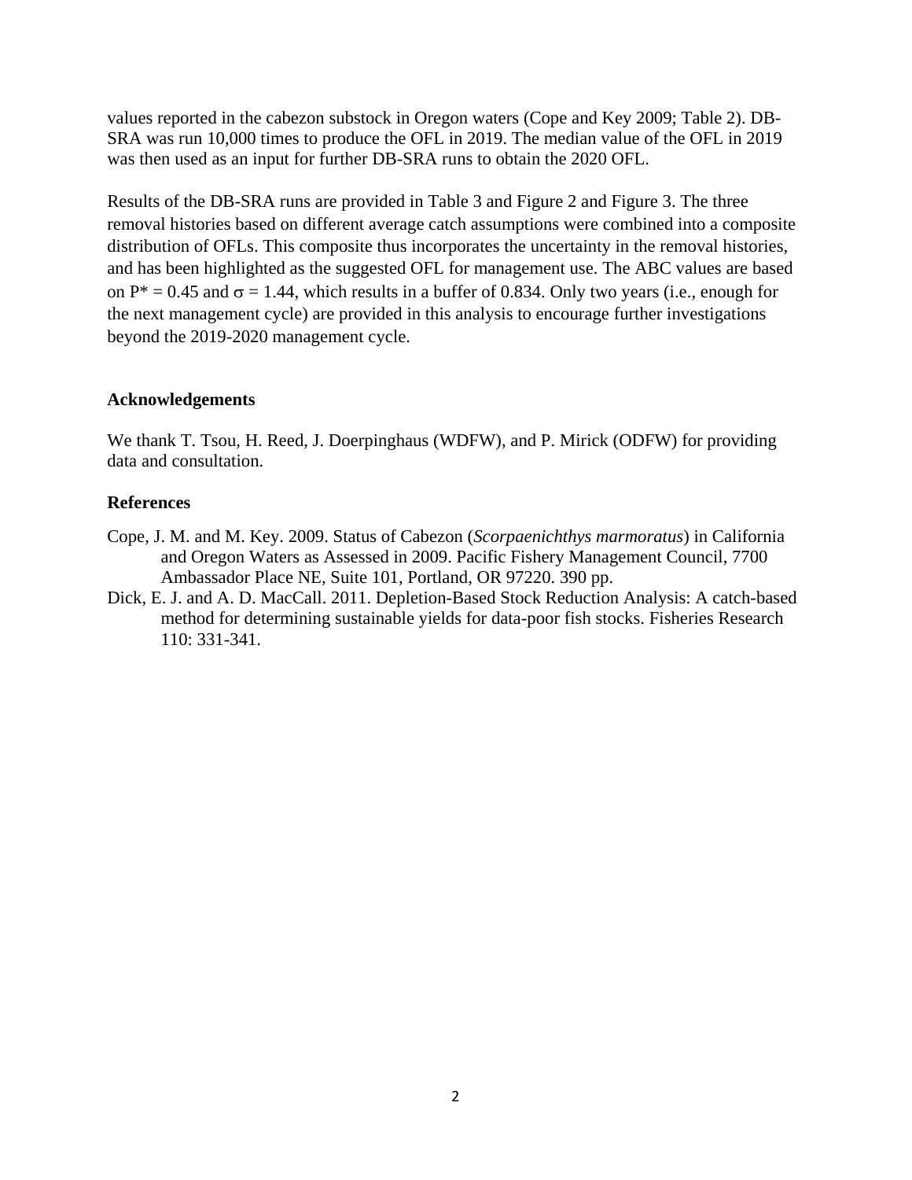values reported in the cabezon substock in Oregon waters (Cope and Key 2009; Table 2). DB-SRA was run 10,000 times to produce the OFL in 2019. The median value of the OFL in 2019 was then used as an input for further DB-SRA runs to obtain the 2020 OFL.

Results of the DB-SRA runs are provided in Table 3 and Figure 2 and Figure 3. The three removal histories based on different average catch assumptions were combined into a composite distribution of OFLs. This composite thus incorporates the uncertainty in the removal histories, and has been highlighted as the suggested OFL for management use. The ABC values are based on $P^* = 0.45$ and $\sigma = 1.44$, which results in a buffer of 0.834. Only two years (i.e., enough for the next management cycle) are provided in this analysis to encourage further investigations beyond the 2019-2020 management cycle.

## Acknowledgements

We thank T. Tsou, H. Reed, J. Doerpinghaus (WDFW), and P. Mirick (ODFW) for providing data and consultation.

## References

Cope, J. M. and M. Key. 2009. Status of Cabezon (*Scorpaenichthys marmoratus*) in California and Oregon Waters as Assessed in 2009. Pacific Fishery Management Council, 7700 Ambassador Place NE, Suite 101, Portland, OR 97220. 390 pp.

Dick, E. J. and A. D. MacCall. 2011. Depletion-Based Stock Reduction Analysis: A catch-based method for determining sustainable yields for data-poor fish stocks. Fisheries Research 110: 331-341.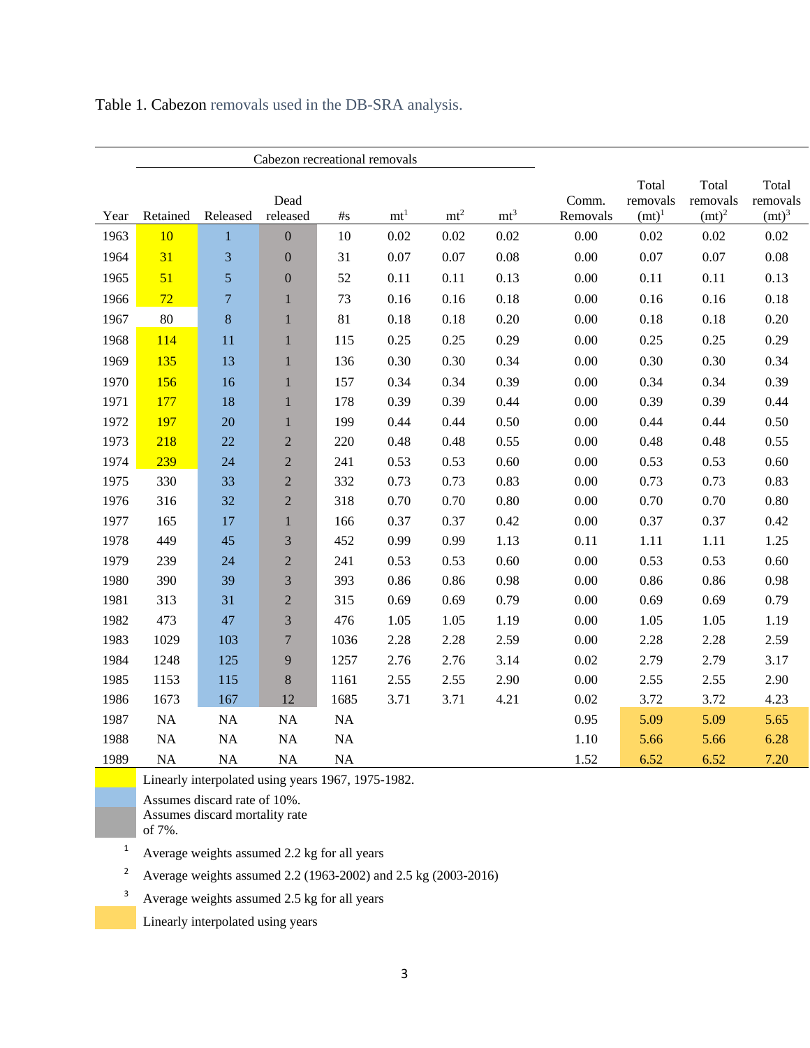Table 1. Cabezon removals used in the DB-SRA analysis.

| | Cabezon recreational removals | | | | | | | | | | |
|---|---|---|---|---|---|---|---|---|---|---|---|
| Year | Retained | Released | Dead released | #s | mt[1] | mt[2] | mt[3] | Comm. Removals | Total removals (mt)[1] | Total removals (mt)[2] | Total removals (mt)[3] |
| 1963 | 10 | 1 | 0 | 10 | 0.02 | 0.02 | 0.02 | 0.00 | 0.02 | 0.02 | 0.02 |
| 1964 | 31 | 3 | 0 | 31 | 0.07 | 0.07 | 0.08 | 0.00 | 0.07 | 0.07 | 0.08 |
| 1965 | 51 | 5 | 0 | 52 | 0.11 | 0.11 | 0.13 | 0.00 | 0.11 | 0.11 | 0.13 |
| 1966 | 72 | 7 | 1 | 73 | 0.16 | 0.16 | 0.18 | 0.00 | 0.16 | 0.16 | 0.18 |
| 1967 | 80 | 8 | 1 | 81 | 0.18 | 0.18 | 0.20 | 0.00 | 0.18 | 0.18 | 0.20 |
| 1968 | 114 | 11 | 1 | 115 | 0.25 | 0.25 | 0.29 | 0.00 | 0.25 | 0.25 | 0.29 |
| 1969 | 135 | 13 | 1 | 136 | 0.30 | 0.30 | 0.34 | 0.00 | 0.30 | 0.30 | 0.34 |
| 1970 | 156 | 16 | 1 | 157 | 0.34 | 0.34 | 0.39 | 0.00 | 0.34 | 0.34 | 0.39 |
| 1971 | 177 | 18 | 1 | 178 | 0.39 | 0.39 | 0.44 | 0.00 | 0.39 | 0.39 | 0.44 |
| 1972 | 197 | 20 | 1 | 199 | 0.44 | 0.44 | 0.50 | 0.00 | 0.44 | 0.44 | 0.50 |
| 1973 | 218 | 22 | 2 | 220 | 0.48 | 0.48 | 0.55 | 0.00 | 0.48 | 0.48 | 0.55 |
| 1974 | 239 | 24 | 2 | 241 | 0.53 | 0.53 | 0.60 | 0.00 | 0.53 | 0.53 | 0.60 |
| 1975 | 330 | 33 | 2 | 332 | 0.73 | 0.73 | 0.83 | 0.00 | 0.73 | 0.73 | 0.83 |
| 1976 | 316 | 32 | 2 | 318 | 0.70 | 0.70 | 0.80 | 0.00 | 0.70 | 0.70 | 0.80 |
| 1977 | 165 | 17 | 1 | 166 | 0.37 | 0.37 | 0.42 | 0.00 | 0.37 | 0.37 | 0.42 |
| 1978 | 449 | 45 | 3 | 452 | 0.99 | 0.99 | 1.13 | 0.11 | 1.11 | 1.11 | 1.25 |
| 1979 | 239 | 24 | 2 | 241 | 0.53 | 0.53 | 0.60 | 0.00 | 0.53 | 0.53 | 0.60 |
| 1980 | 390 | 39 | 3 | 393 | 0.86 | 0.86 | 0.98 | 0.00 | 0.86 | 0.86 | 0.98 |
| 1981 | 313 | 31 | 2 | 315 | 0.69 | 0.69 | 0.79 | 0.00 | 0.69 | 0.69 | 0.79 |
| 1982 | 473 | 47 | 3 | 476 | 1.05 | 1.05 | 1.19 | 0.00 | 1.05 | 1.05 | 1.19 |
| 1983 | 1029 | 103 | 7 | 1036 | 2.28 | 2.28 | 2.59 | 0.00 | 2.28 | 2.28 | 2.59 |
| 1984 | 1248 | 125 | 9 | 1257 | 2.76 | 2.76 | 3.14 | 0.02 | 2.79 | 2.79 | 3.17 |
| 1985 | 1153 | 115 | 8 | 1161 | 2.55 | 2.55 | 2.90 | 0.00 | 2.55 | 2.55 | 2.90 |
| 1986 | 1673 | 167 | 12 | 1685 | 3.71 | 3.71 | 4.21 | 0.02 | 3.72 | 3.72 | 4.23 |
| 1987 | NA | NA | NA | NA | | | | 0.95 | 5.09 | 5.09 | 5.65 |
| 1988 | NA | NA | NA | NA | | | | 1.10 | 5.66 | 5.66 | 6.28 |
| 1989 | NA | NA | NA | NA | | | | 1.52 | 6.52 | 6.52 | 7.20 |

(Yellow) Linearly interpolated using years 1967, 1975-1982.

(Blue) Assumes discard rate of 10%.

(Grey) Assumes discard mortality rate of 7%.

1 Average weights assumed 2.2 kg for all years

2 Average weights assumed 2.2 (1963-2002) and 2.5 kg (2003-2016)

3 Average weights assumed 2.5 kg for all years

(Orange) Linearly interpolated using years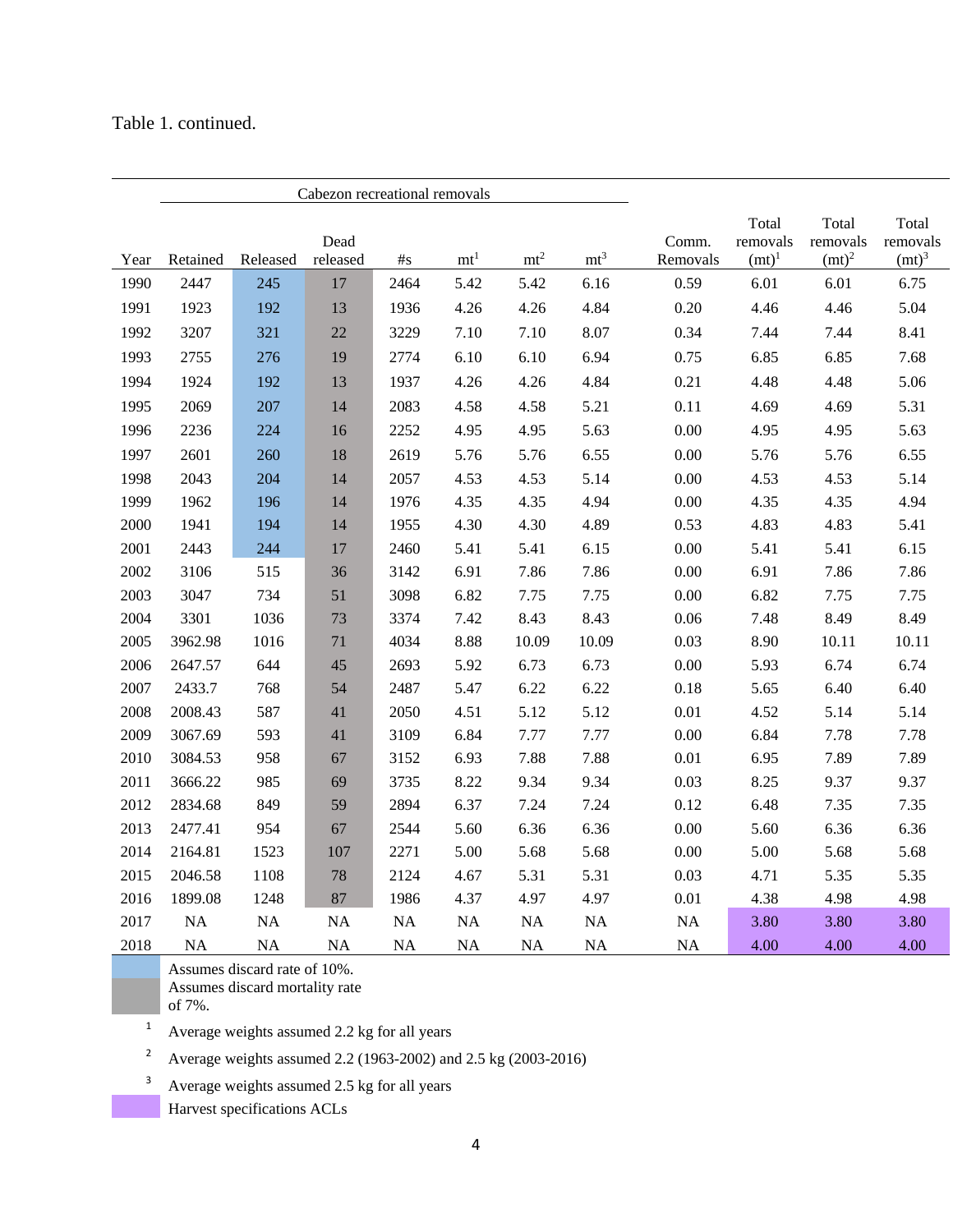Table 1. continued.

| | Cabezon recreational removals | | | | | | | | | | |
|---|---|---|---|---|---|---|---|---|---|---|---|
| Year | Retained | Released | Dead released | #s | mt[1] | mt[2] | mt[3] | Comm. Removals | Total removals (mt)[1] | Total removals (mt)[2] | Total removals (mt)[3] |
| 1990 | 2447 | 245 | 17 | 2464 | 5.42 | 5.42 | 6.16 | 0.59 | 6.01 | 6.01 | 6.75 |
| 1991 | 1923 | 192 | 13 | 1936 | 4.26 | 4.26 | 4.84 | 0.20 | 4.46 | 4.46 | 5.04 |
| 1992 | 3207 | 321 | 22 | 3229 | 7.10 | 7.10 | 8.07 | 0.34 | 7.44 | 7.44 | 8.41 |
| 1993 | 2755 | 276 | 19 | 2774 | 6.10 | 6.10 | 6.94 | 0.75 | 6.85 | 6.85 | 7.68 |
| 1994 | 1924 | 192 | 13 | 1937 | 4.26 | 4.26 | 4.84 | 0.21 | 4.48 | 4.48 | 5.06 |
| 1995 | 2069 | 207 | 14 | 2083 | 4.58 | 4.58 | 5.21 | 0.11 | 4.69 | 4.69 | 5.31 |
| 1996 | 2236 | 224 | 16 | 2252 | 4.95 | 4.95 | 5.63 | 0.00 | 4.95 | 4.95 | 5.63 |
| 1997 | 2601 | 260 | 18 | 2619 | 5.76 | 5.76 | 6.55 | 0.00 | 5.76 | 5.76 | 6.55 |
| 1998 | 2043 | 204 | 14 | 2057 | 4.53 | 4.53 | 5.14 | 0.00 | 4.53 | 4.53 | 5.14 |
| 1999 | 1962 | 196 | 14 | 1976 | 4.35 | 4.35 | 4.94 | 0.00 | 4.35 | 4.35 | 4.94 |
| 2000 | 1941 | 194 | 14 | 1955 | 4.30 | 4.30 | 4.89 | 0.53 | 4.83 | 4.83 | 5.41 |
| 2001 | 2443 | 244 | 17 | 2460 | 5.41 | 5.41 | 6.15 | 0.00 | 5.41 | 5.41 | 6.15 |
| 2002 | 3106 | 515 | 36 | 3142 | 6.91 | 7.86 | 7.86 | 0.00 | 6.91 | 7.86 | 7.86 |
| 2003 | 3047 | 734 | 51 | 3098 | 6.82 | 7.75 | 7.75 | 0.00 | 6.82 | 7.75 | 7.75 |
| 2004 | 3301 | 1036 | 73 | 3374 | 7.42 | 8.43 | 8.43 | 0.06 | 7.48 | 8.49 | 8.49 |
| 2005 | 3962.98 | 1016 | 71 | 4034 | 8.88 | 10.09 | 10.09 | 0.03 | 8.90 | 10.11 | 10.11 |
| 2006 | 2647.57 | 644 | 45 | 2693 | 5.92 | 6.73 | 6.73 | 0.00 | 5.93 | 6.74 | 6.74 |
| 2007 | 2433.7 | 768 | 54 | 2487 | 5.47 | 6.22 | 6.22 | 0.18 | 5.65 | 6.40 | 6.40 |
| 2008 | 2008.43 | 587 | 41 | 2050 | 4.51 | 5.12 | 5.12 | 0.01 | 4.52 | 5.14 | 5.14 |
| 2009 | 3067.69 | 593 | 41 | 3109 | 6.84 | 7.77 | 7.77 | 0.00 | 6.84 | 7.78 | 7.78 |
| 2010 | 3084.53 | 958 | 67 | 3152 | 6.93 | 7.88 | 7.88 | 0.01 | 6.95 | 7.89 | 7.89 |
| 2011 | 3666.22 | 985 | 69 | 3735 | 8.22 | 9.34 | 9.34 | 0.03 | 8.25 | 9.37 | 9.37 |
| 2012 | 2834.68 | 849 | 59 | 2894 | 6.37 | 7.24 | 7.24 | 0.12 | 6.48 | 7.35 | 7.35 |
| 2013 | 2477.41 | 954 | 67 | 2544 | 5.60 | 6.36 | 6.36 | 0.00 | 5.60 | 6.36 | 6.36 |
| 2014 | 2164.81 | 1523 | 107 | 2271 | 5.00 | 5.68 | 5.68 | 0.00 | 5.00 | 5.68 | 5.68 |
| 2015 | 2046.58 | 1108 | 78 | 2124 | 4.67 | 5.31 | 5.31 | 0.03 | 4.71 | 5.35 | 5.35 |
| 2016 | 1899.08 | 1248 | 87 | 1986 | 4.37 | 4.97 | 4.97 | 0.01 | 4.38 | 4.98 | 4.98 |
| 2017 | NA | NA | NA | NA | NA | NA | NA | NA | 3.80 | 3.80 | 3.80 |
| 2018 | NA | NA | NA | NA | NA | NA | NA | NA | 4.00 | 4.00 | 4.00 |

(Blue shading: Released values 1990–2001) Assumes discard rate of 10%.
(Gray shading: Dead released values 1990–2016) Assumes discard mortality rate of 7%.

[1] Average weights assumed 2.2 kg for all years

[2] Average weights assumed 2.2 (1963-2002) and 2.5 kg (2003-2016)

[3] Average weights assumed 2.5 kg for all years

(Purple shading: Total removals 2017–2018) Harvest specifications ACLs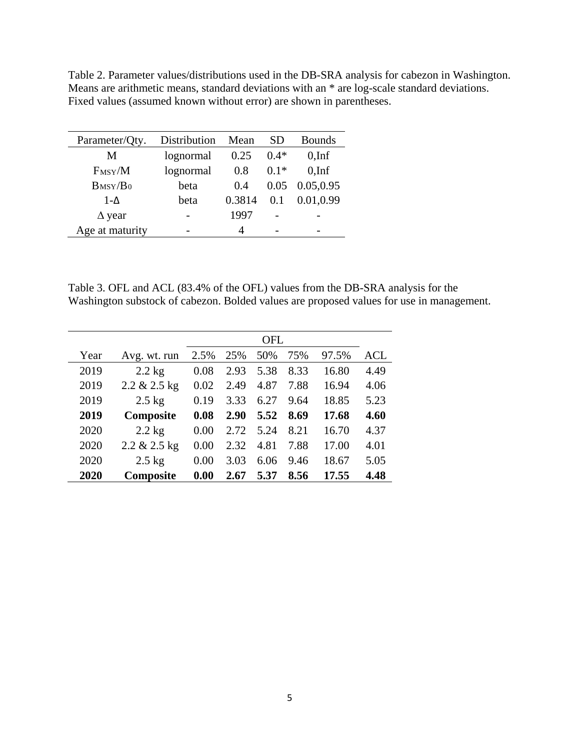Table 2. Parameter values/distributions used in the DB-SRA analysis for cabezon in Washington. Means are arithmetic means, standard deviations with an * are log-scale standard deviations. Fixed values (assumed known without error) are shown in parentheses.

| Parameter/Qty. | Distribution | Mean | SD | Bounds |
|---|---|---|---|---|
| M | lognormal | 0.25 | 0.4* | 0,Inf |
| $F_{MSY}/M$ | lognormal | 0.8 | 0.1* | 0,Inf |
| $B_{MSY}/B_0$ | beta | 0.4 | 0.05 | 0.05,0.95 |
| 1-Δ | beta | 0.3814 | 0.1 | 0.01,0.99 |
| Δ year | - | 1997 | - | - |
| Age at maturity | - | 4 | - | - |

Table 3. OFL and ACL (83.4% of the OFL) values from the DB-SRA analysis for the Washington substock of cabezon. Bolded values are proposed values for use in management.

| | | OFL | | | | | |
|---|---|---|---|---|---|---|---|
| Year | Avg. wt. run | 2.5% | 25% | 50% | 75% | 97.5% | ACL |
| 2019 | 2.2 kg | 0.08 | 2.93 | 5.38 | 8.33 | 16.80 | 4.49 |
| 2019 | 2.2 & 2.5 kg | 0.02 | 2.49 | 4.87 | 7.88 | 16.94 | 4.06 |
| 2019 | 2.5 kg | 0.19 | 3.33 | 6.27 | 9.64 | 18.85 | 5.23 |
| **2019** | **Composite** | **0.08** | **2.90** | **5.52** | **8.69** | **17.68** | **4.60** |
| 2020 | 2.2 kg | 0.00 | 2.72 | 5.24 | 8.21 | 16.70 | 4.37 |
| 2020 | 2.2 & 2.5 kg | 0.00 | 2.32 | 4.81 | 7.88 | 17.00 | 4.01 |
| 2020 | 2.5 kg | 0.00 | 3.03 | 6.06 | 9.46 | 18.67 | 5.05 |
| **2020** | **Composite** | **0.00** | **2.67** | **5.37** | **8.56** | **17.55** | **4.48** |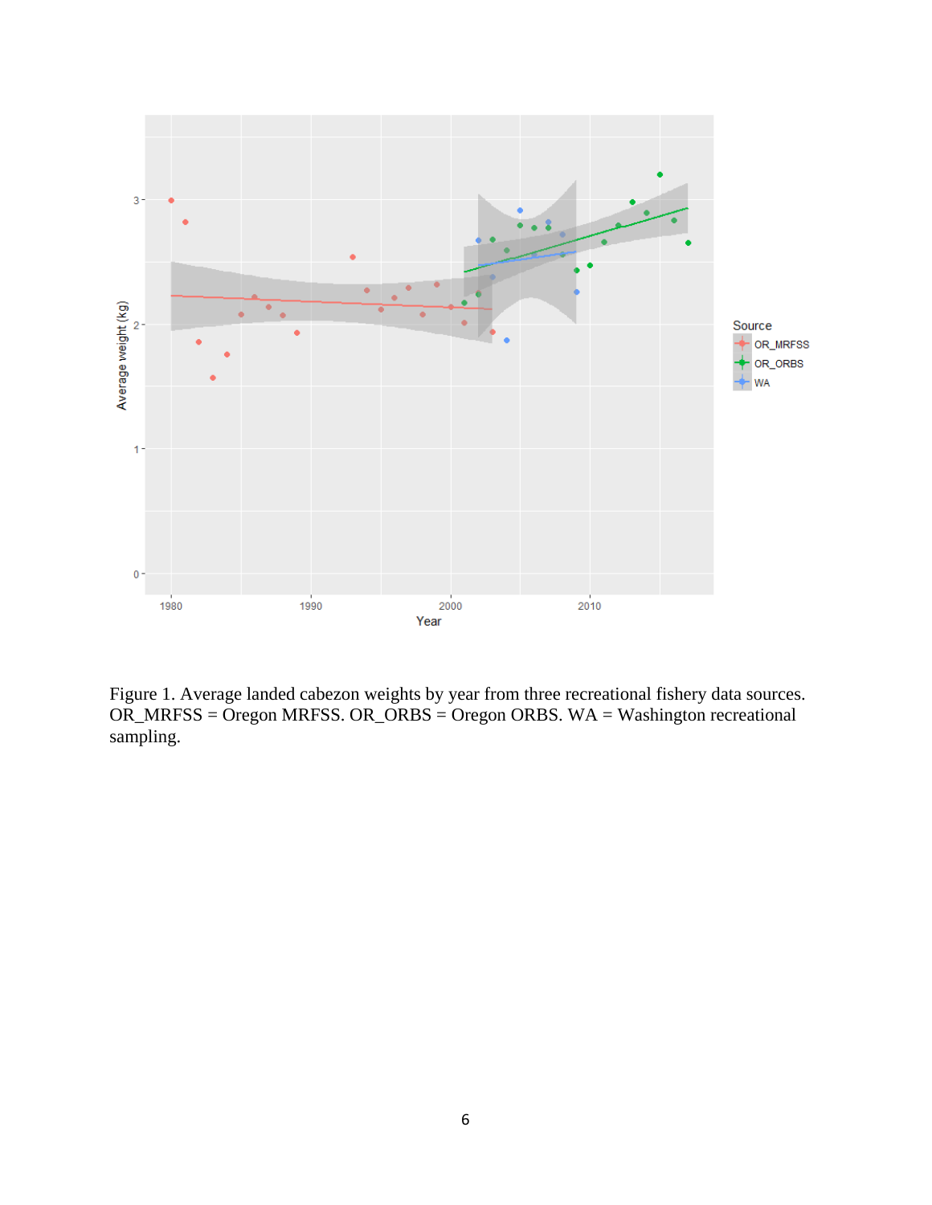Figure 1. Average landed cabezon weights by year from three recreational fishery data sources. OR_MRFSS = Oregon MRFSS. OR_ORBS = Oregon ORBS. WA = Washington recreational sampling.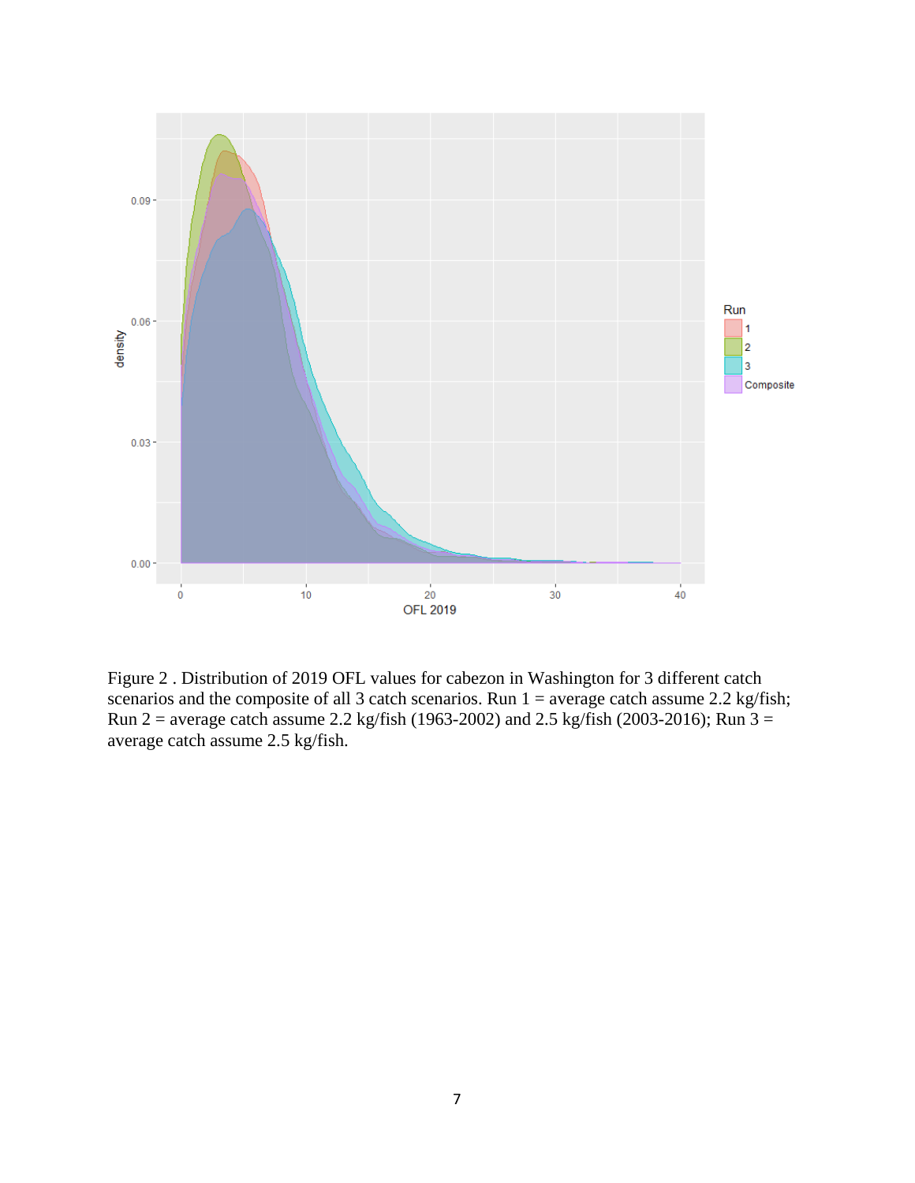Figure 2 . Distribution of 2019 OFL values for cabezon in Washington for 3 different catch scenarios and the composite of all 3 catch scenarios. Run 1 = average catch assume 2.2 kg/fish; Run 2 = average catch assume 2.2 kg/fish (1963-2002) and 2.5 kg/fish (2003-2016); Run 3 = average catch assume 2.5 kg/fish.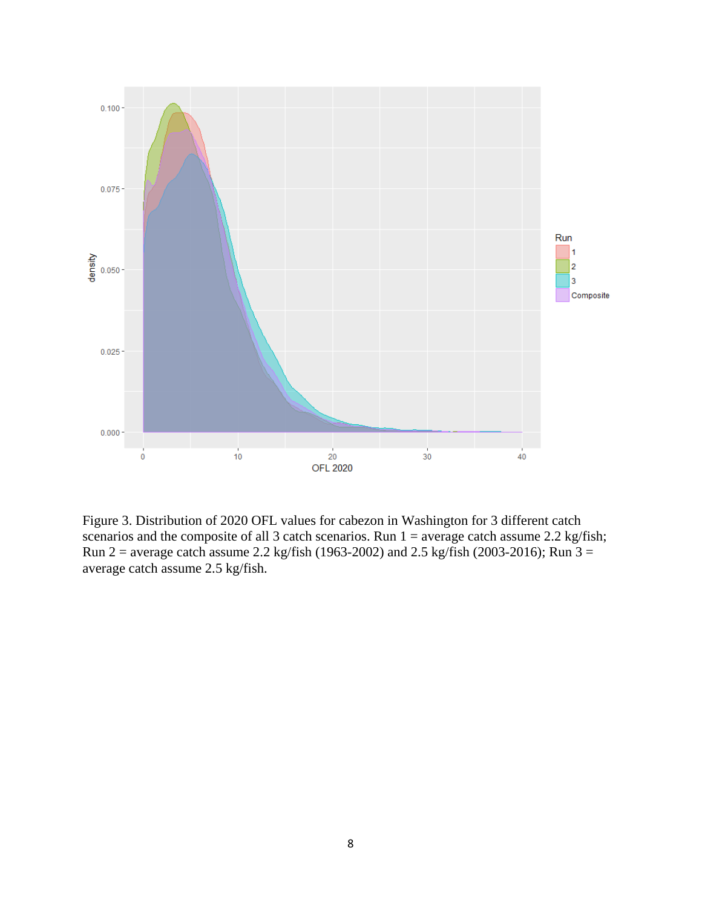0.100

0.075

0.050

0.025

0.000

density

0

10

20

30

40

OFL 2020

Run

1

2

3

Composite

Figure 3. Distribution of 2020 OFL values for cabezon in Washington for 3 different catch scenarios and the composite of all 3 catch scenarios. Run 1 = average catch assume 2.2 kg/fish; Run 2 = average catch assume 2.2 kg/fish (1963-2002) and 2.5 kg/fish (2003-2016); Run 3 = average catch assume 2.5 kg/fish.